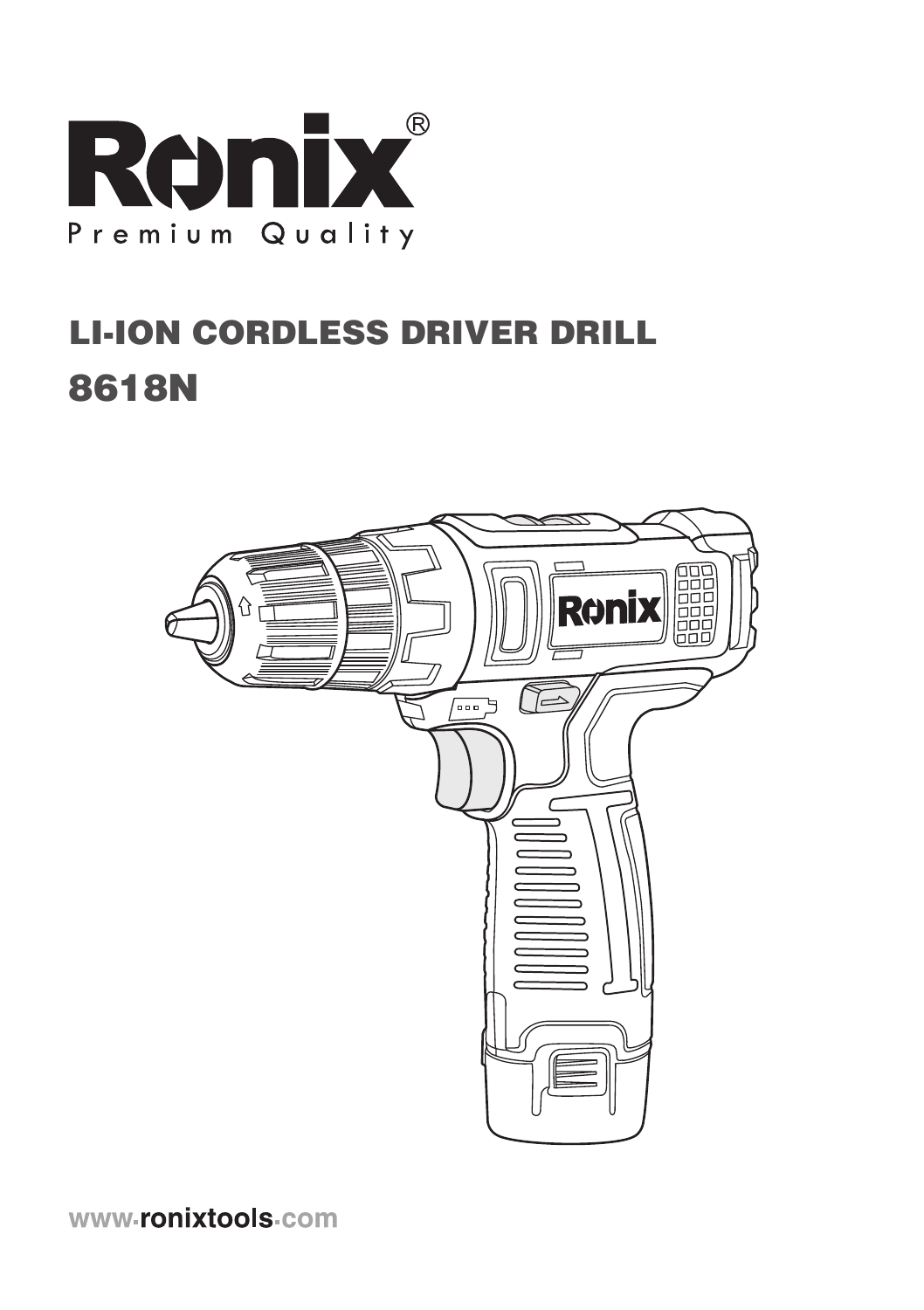# Ronix®

Premium Quality

## LI-ION CORDLESS DRIVER DRILL

## 8618N

www.ronixtools.com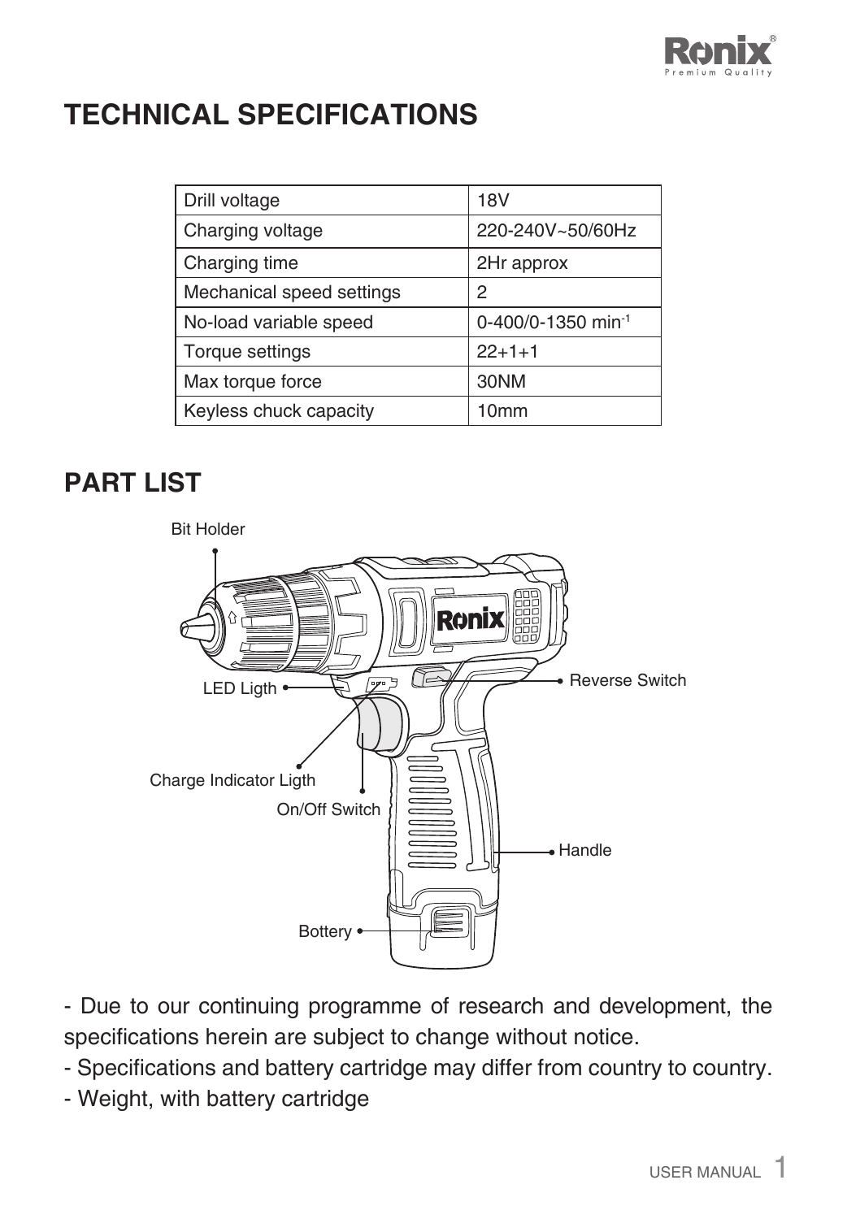# TECHNICAL SPECIFICATIONS

| Drill voltage | 18V |
|---|---|
| Charging voltage | 220-240V~50/60Hz |
| Charging time | 2Hr approx |
| Mechanical speed settings | 2 |
| No-load variable speed | 0-400/0-1350 $min^{-1}$ |
| Torque settings | 22+1+1 |
| Max torque force | 30NM |
| Keyless chuck capacity | 10mm |

# PART LIST

Bit Holder

LED Ligth

Reverse Switch

Charge Indicator Ligth

On/Off Switch

Handle

Bottery

- Due to our continuing programme of research and development, the specifications herein are subject to change without notice.
- Specifications and battery cartridge may differ from country to country.
- Weight, with battery cartridge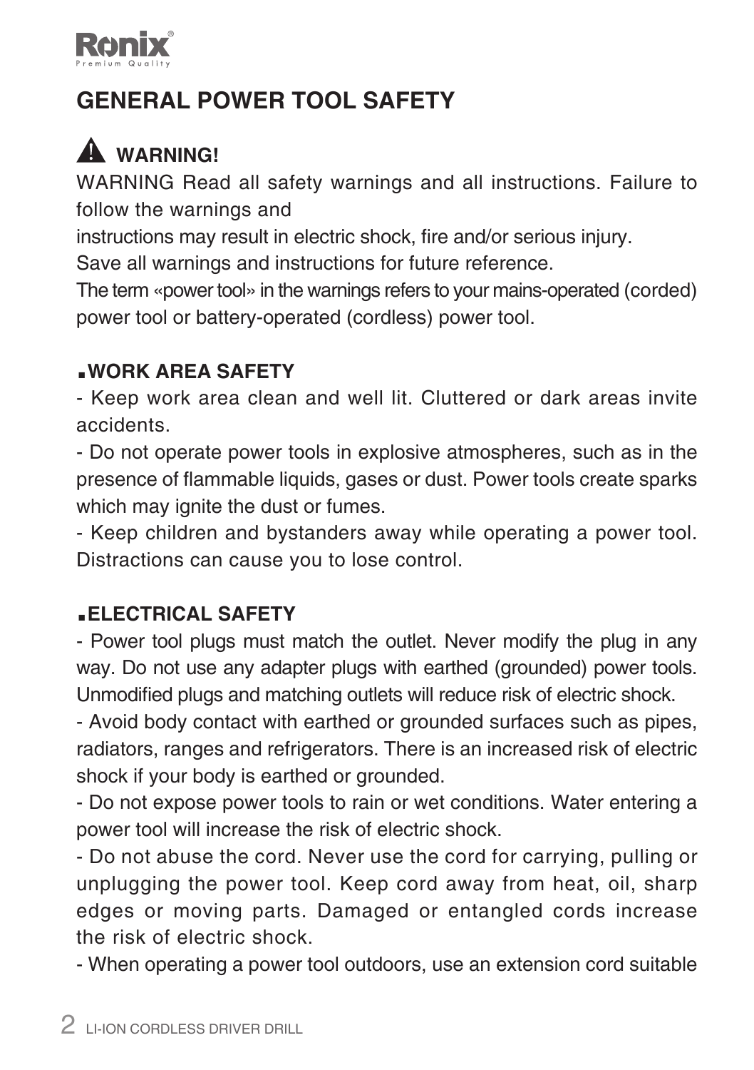## GENERAL POWER TOOL SAFETY

### ⚠ WARNING!

WARNING Read all safety warnings and all instructions. Failure to follow the warnings and
instructions may result in electric shock, fire and/or serious injury.
Save all warnings and instructions for future reference.
The term «power tool» in the warnings refers to your mains-operated (corded) power tool or battery-operated (cordless) power tool.

### ▪WORK AREA SAFETY

- Keep work area clean and well lit. Cluttered or dark areas invite accidents.
- Do not operate power tools in explosive atmospheres, such as in the presence of flammable liquids, gases or dust. Power tools create sparks which may ignite the dust or fumes.
- Keep children and bystanders away while operating a power tool. Distractions can cause you to lose control.

### ▪ELECTRICAL SAFETY

- Power tool plugs must match the outlet. Never modify the plug in any way. Do not use any adapter plugs with earthed (grounded) power tools. Unmodified plugs and matching outlets will reduce risk of electric shock.
- Avoid body contact with earthed or grounded surfaces such as pipes, radiators, ranges and refrigerators. There is an increased risk of electric shock if your body is earthed or grounded.
- Do not expose power tools to rain or wet conditions. Water entering a power tool will increase the risk of electric shock.
- Do not abuse the cord. Never use the cord for carrying, pulling or unplugging the power tool. Keep cord away from heat, oil, sharp edges or moving parts. Damaged or entangled cords increase the risk of electric shock.
- When operating a power tool outdoors, use an extension cord suitable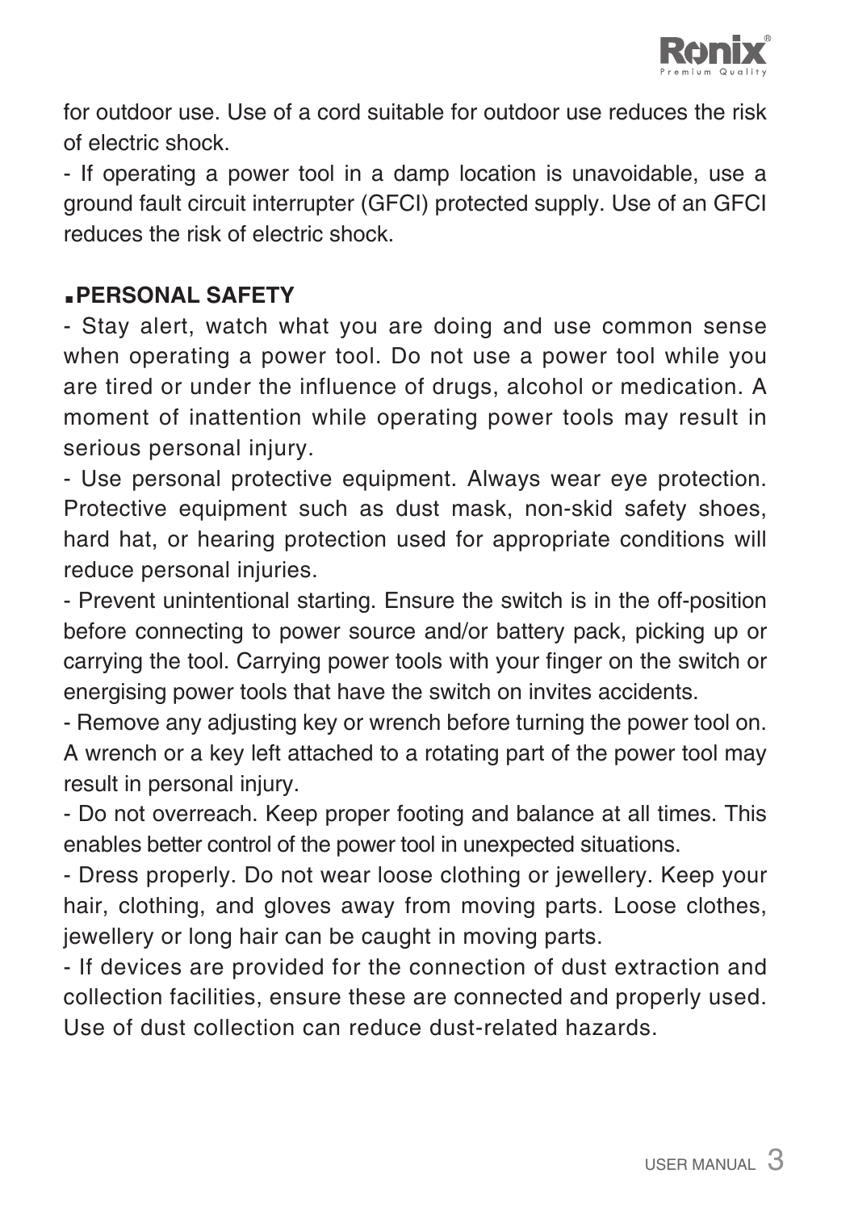for outdoor use. Use of a cord suitable for outdoor use reduces the risk of electric shock.

- If operating a power tool in a damp location is unavoidable, use a ground fault circuit interrupter (GFCI) protected supply. Use of an GFCI reduces the risk of electric shock.

## ■PERSONAL SAFETY

- Stay alert, watch what you are doing and use common sense when operating a power tool. Do not use a power tool while you are tired or under the influence of drugs, alcohol or medication. A moment of inattention while operating power tools may result in serious personal injury.
- Use personal protective equipment. Always wear eye protection. Protective equipment such as dust mask, non-skid safety shoes, hard hat, or hearing protection used for appropriate conditions will reduce personal injuries.
- Prevent unintentional starting. Ensure the switch is in the off-position before connecting to power source and/or battery pack, picking up or carrying the tool. Carrying power tools with your finger on the switch or energising power tools that have the switch on invites accidents.
- Remove any adjusting key or wrench before turning the power tool on. A wrench or a key left attached to a rotating part of the power tool may result in personal injury.
- Do not overreach. Keep proper footing and balance at all times. This enables better control of the power tool in unexpected situations.
- Dress properly. Do not wear loose clothing or jewellery. Keep your hair, clothing, and gloves away from moving parts. Loose clothes, jewellery or long hair can be caught in moving parts.
- If devices are provided for the connection of dust extraction and collection facilities, ensure these are connected and properly used. Use of dust collection can reduce dust-related hazards.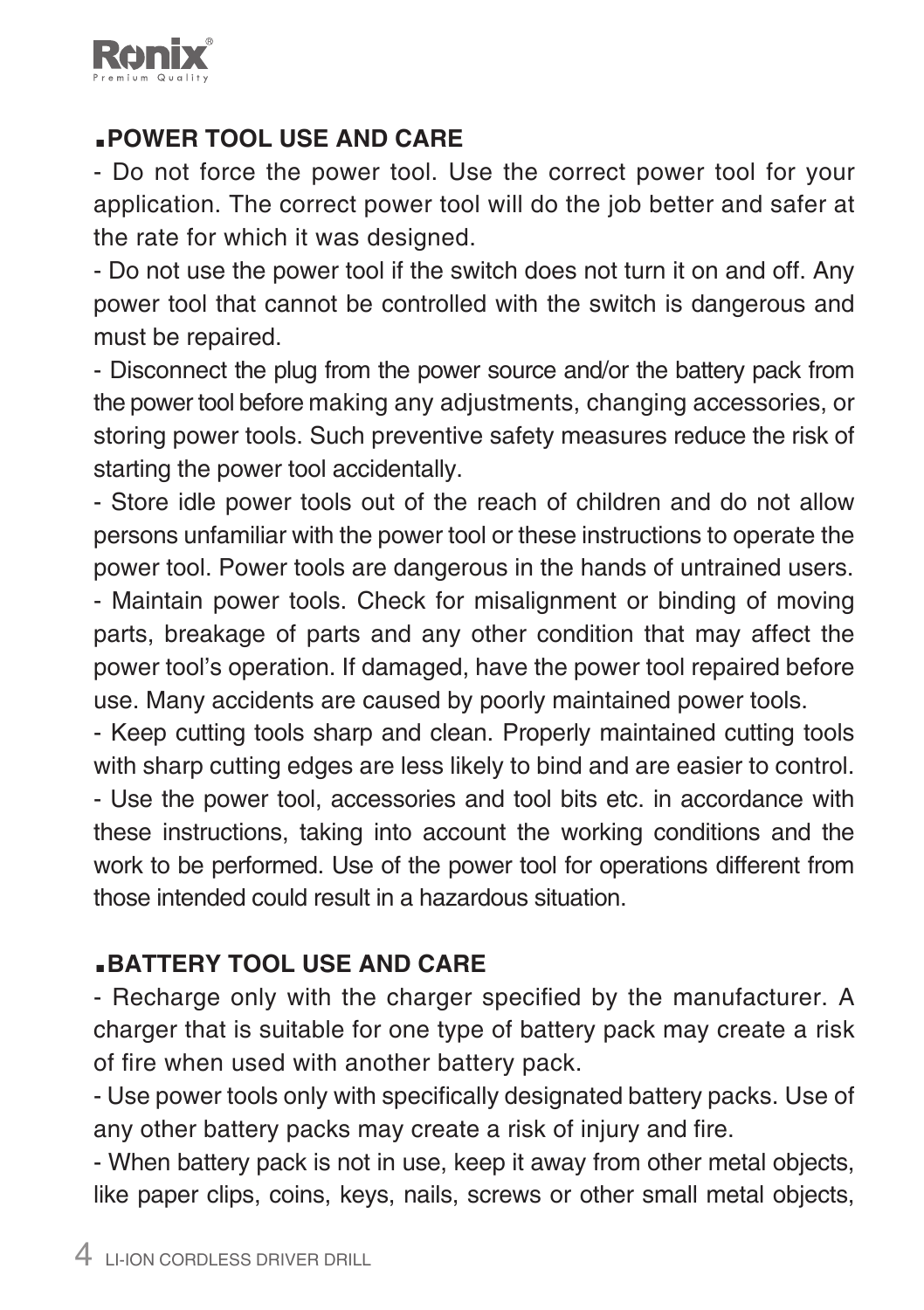## ▪POWER TOOL USE AND CARE

- Do not force the power tool. Use the correct power tool for your application. The correct power tool will do the job better and safer at the rate for which it was designed.
- Do not use the power tool if the switch does not turn it on and off. Any power tool that cannot be controlled with the switch is dangerous and must be repaired.
- Disconnect the plug from the power source and/or the battery pack from the power tool before making any adjustments, changing accessories, or storing power tools. Such preventive safety measures reduce the risk of starting the power tool accidentally.
- Store idle power tools out of the reach of children and do not allow persons unfamiliar with the power tool or these instructions to operate the power tool. Power tools are dangerous in the hands of untrained users.
- Maintain power tools. Check for misalignment or binding of moving parts, breakage of parts and any other condition that may affect the power tool's operation. If damaged, have the power tool repaired before use. Many accidents are caused by poorly maintained power tools.
- Keep cutting tools sharp and clean. Properly maintained cutting tools with sharp cutting edges are less likely to bind and are easier to control.
- Use the power tool, accessories and tool bits etc. in accordance with these instructions, taking into account the working conditions and the work to be performed. Use of the power tool for operations different from those intended could result in a hazardous situation.

## ▪BATTERY TOOL USE AND CARE

- Recharge only with the charger specified by the manufacturer. A charger that is suitable for one type of battery pack may create a risk of fire when used with another battery pack.
- Use power tools only with specifically designated battery packs. Use of any other battery packs may create a risk of injury and fire.
- When battery pack is not in use, keep it away from other metal objects, like paper clips, coins, keys, nails, screws or other small metal objects,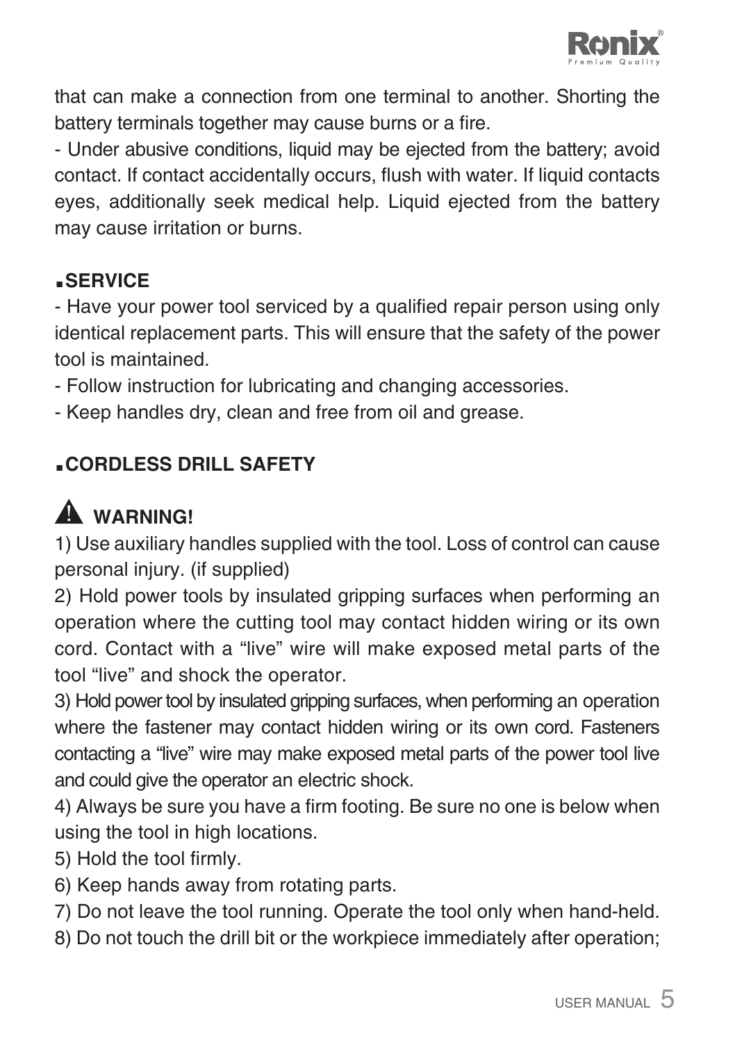that can make a connection from one terminal to another. Shorting the battery terminals together may cause burns or a fire.

- Under abusive conditions, liquid may be ejected from the battery; avoid contact. If contact accidentally occurs, flush with water. If liquid contacts eyes, additionally seek medical help. Liquid ejected from the battery may cause irritation or burns.

## ■SERVICE

- Have your power tool serviced by a qualified repair person using only identical replacement parts. This will ensure that the safety of the power tool is maintained.
- Follow instruction for lubricating and changing accessories.
- Keep handles dry, clean and free from oil and grease.

## ■CORDLESS DRILL SAFETY

### ⚠ WARNING!

1) Use auxiliary handles supplied with the tool. Loss of control can cause personal injury. (if supplied)

2) Hold power tools by insulated gripping surfaces when performing an operation where the cutting tool may contact hidden wiring or its own cord. Contact with a “live” wire will make exposed metal parts of the tool “live” and shock the operator.

3) Hold power tool by insulated gripping surfaces, when performing an operation where the fastener may contact hidden wiring or its own cord. Fasteners contacting a “live” wire may make exposed metal parts of the power tool live and could give the operator an electric shock.

4) Always be sure you have a firm footing. Be sure no one is below when using the tool in high locations.

5) Hold the tool firmly.

6) Keep hands away from rotating parts.

7) Do not leave the tool running. Operate the tool only when hand-held.

8) Do not touch the drill bit or the workpiece immediately after operation;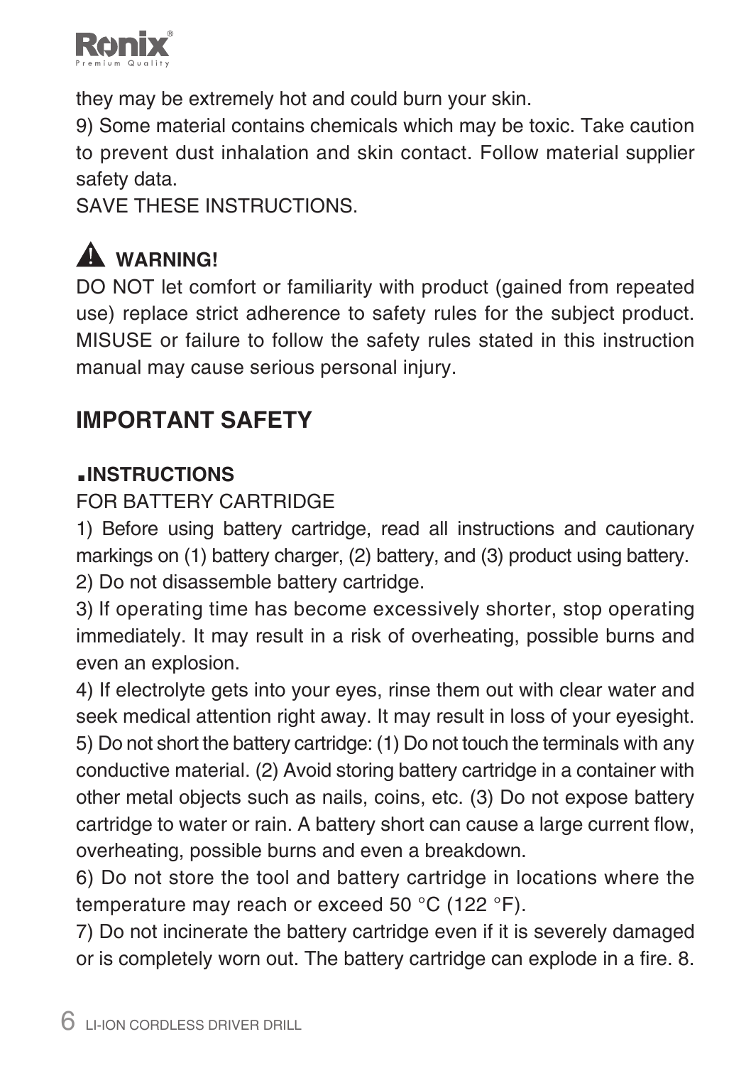they may be extremely hot and could burn your skin.

9) Some material contains chemicals which may be toxic. Take caution to prevent dust inhalation and skin contact. Follow material supplier safety data.

SAVE THESE INSTRUCTIONS.

**⚠ WARNING!**

DO NOT let comfort or familiarity with product (gained from repeated use) replace strict adherence to safety rules for the subject product. MISUSE or failure to follow the safety rules stated in this instruction manual may cause serious personal injury.

## IMPORTANT SAFETY

### ■INSTRUCTIONS

FOR BATTERY CARTRIDGE

1) Before using battery cartridge, read all instructions and cautionary markings on (1) battery charger, (2) battery, and (3) product using battery.

2) Do not disassemble battery cartridge.

3) If operating time has become excessively shorter, stop operating immediately. It may result in a risk of overheating, possible burns and even an explosion.

4) If electrolyte gets into your eyes, rinse them out with clear water and seek medical attention right away. It may result in loss of your eyesight.

5) Do not short the battery cartridge: (1) Do not touch the terminals with any conductive material. (2) Avoid storing battery cartridge in a container with other metal objects such as nails, coins, etc. (3) Do not expose battery cartridge to water or rain. A battery short can cause a large current flow, overheating, possible burns and even a breakdown.

6) Do not store the tool and battery cartridge in locations where the temperature may reach or exceed 50 °C (122 °F).

7) Do not incinerate the battery cartridge even if it is severely damaged or is completely worn out. The battery cartridge can explode in a fire. 8.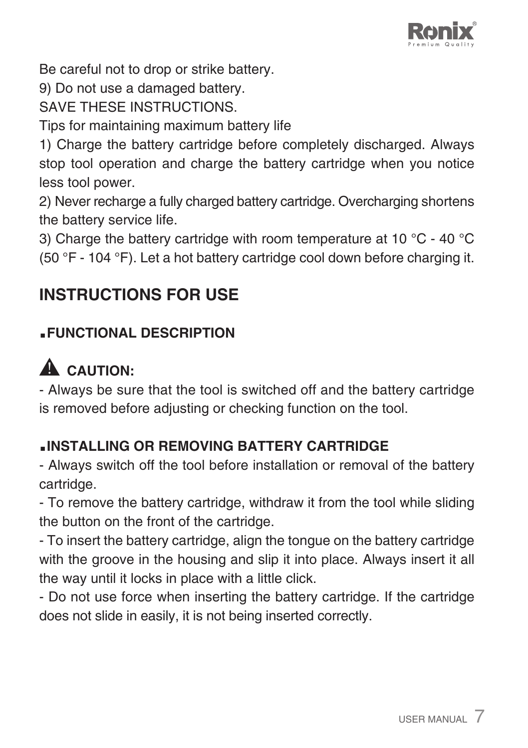Be careful not to drop or strike battery.

9) Do not use a damaged battery.

SAVE THESE INSTRUCTIONS.

Tips for maintaining maximum battery life

1) Charge the battery cartridge before completely discharged. Always stop tool operation and charge the battery cartridge when you notice less tool power.

2) Never recharge a fully charged battery cartridge. Overcharging shortens the battery service life.

3) Charge the battery cartridge with room temperature at 10 °C - 40 °C (50 °F - 104 °F). Let a hot battery cartridge cool down before charging it.

## INSTRUCTIONS FOR USE

### ▪FUNCTIONAL DESCRIPTION

**⚠ CAUTION:**

- Always be sure that the tool is switched off and the battery cartridge is removed before adjusting or checking function on the tool.

### ▪INSTALLING OR REMOVING BATTERY CARTRIDGE

- Always switch off the tool before installation or removal of the battery cartridge.
- To remove the battery cartridge, withdraw it from the tool while sliding the button on the front of the cartridge.
- To insert the battery cartridge, align the tongue on the battery cartridge with the groove in the housing and slip it into place. Always insert it all the way until it locks in place with a little click.
- Do not use force when inserting the battery cartridge. If the cartridge does not slide in easily, it is not being inserted correctly.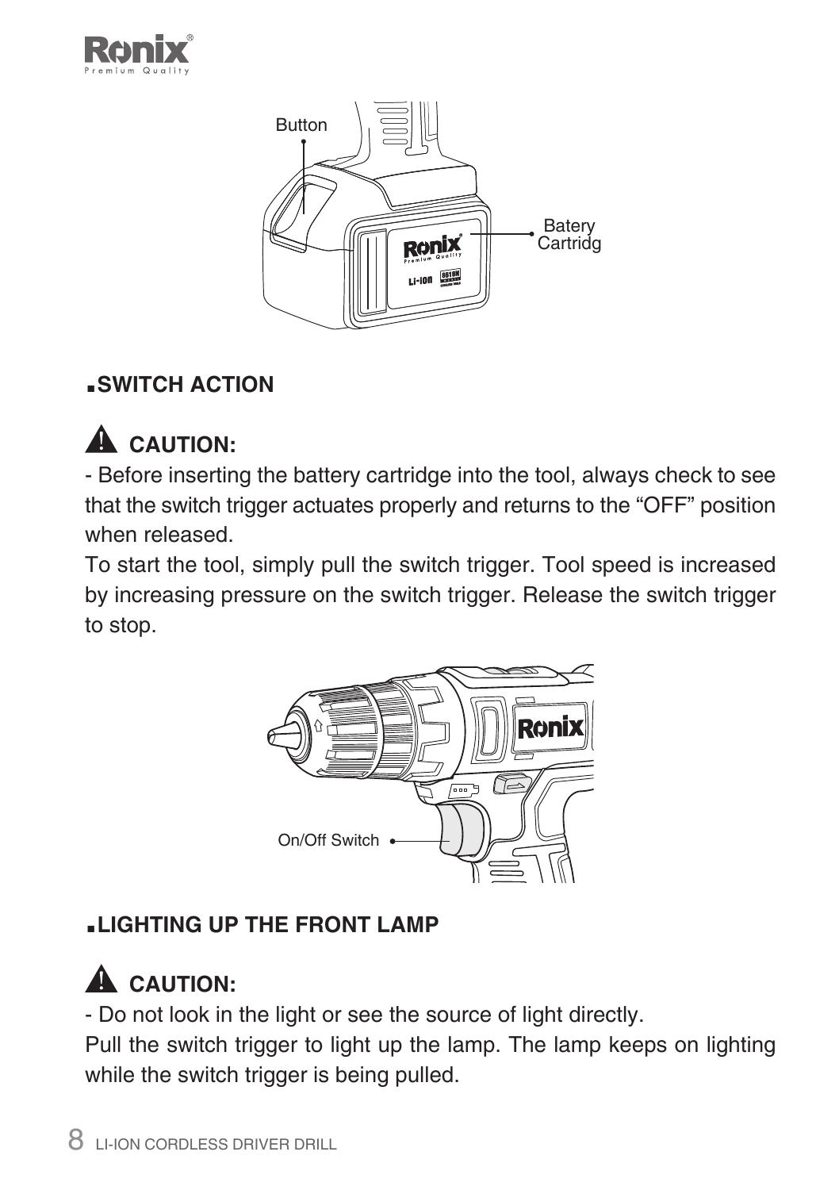Button

Batery Cartridg

## ▪SWITCH ACTION

### ⚠ CAUTION:

- Before inserting the battery cartridge into the tool, always check to see that the switch trigger actuates properly and returns to the "OFF" position when released.

To start the tool, simply pull the switch trigger. Tool speed is increased by increasing pressure on the switch trigger. Release the switch trigger to stop.

On/Off Switch

## ▪LIGHTING UP THE FRONT LAMP

### ⚠ CAUTION:

- Do not look in the light or see the source of light directly.

Pull the switch trigger to light up the lamp. The lamp keeps on lighting while the switch trigger is being pulled.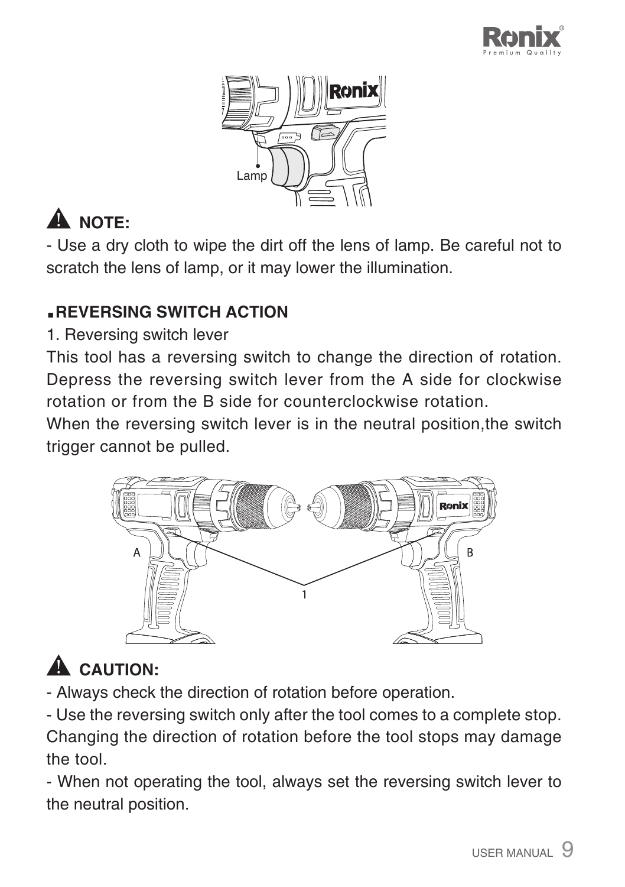## ⚠ NOTE:

- Use a dry cloth to wipe the dirt off the lens of lamp. Be careful not to scratch the lens of lamp, or it may lower the illumination.

### ▪REVERSING SWITCH ACTION

1. Reversing switch lever

This tool has a reversing switch to change the direction of rotation. Depress the reversing switch lever from the A side for clockwise rotation or from the B side for counterclockwise rotation.

When the reversing switch lever is in the neutral position,the switch trigger cannot be pulled.

## ⚠ CAUTION:

- Always check the direction of rotation before operation.
- Use the reversing switch only after the tool comes to a complete stop. Changing the direction of rotation before the tool stops may damage the tool.
- When not operating the tool, always set the reversing switch lever to the neutral position.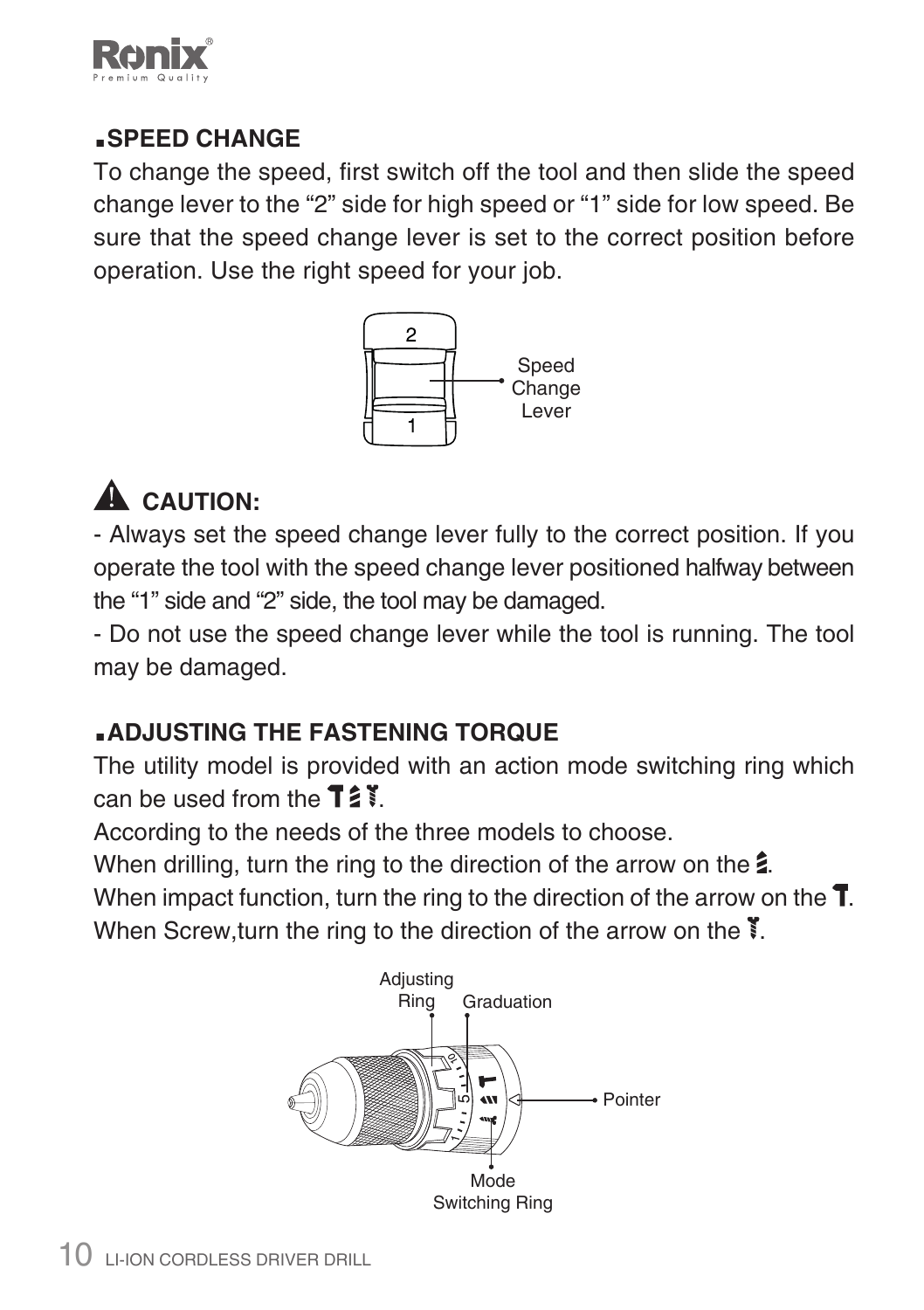## SPEED CHANGE

To change the speed, first switch off the tool and then slide the speed change lever to the "2" side for high speed or "1" side for low speed. Be sure that the speed change lever is set to the correct position before operation. Use the right speed for your job.

2

Speed Change Lever

1

## ⚠ CAUTION:

- Always set the speed change lever fully to the correct position. If you operate the tool with the speed change lever positioned halfway between the "1" side and "2" side, the tool may be damaged.
- Do not use the speed change lever while the tool is running. The tool may be damaged.

## ADJUSTING THE FASTENING TORQUE

The utility model is provided with an action mode switching ring which can be used from the .

According to the needs of the three models to choose.

When drilling, turn the ring to the direction of the arrow on the .

When impact function, turn the ring to the direction of the arrow on the .

When Screw,turn the ring to the direction of the arrow on the .

Adjusting Ring

Graduation

Pointer

Mode Switching Ring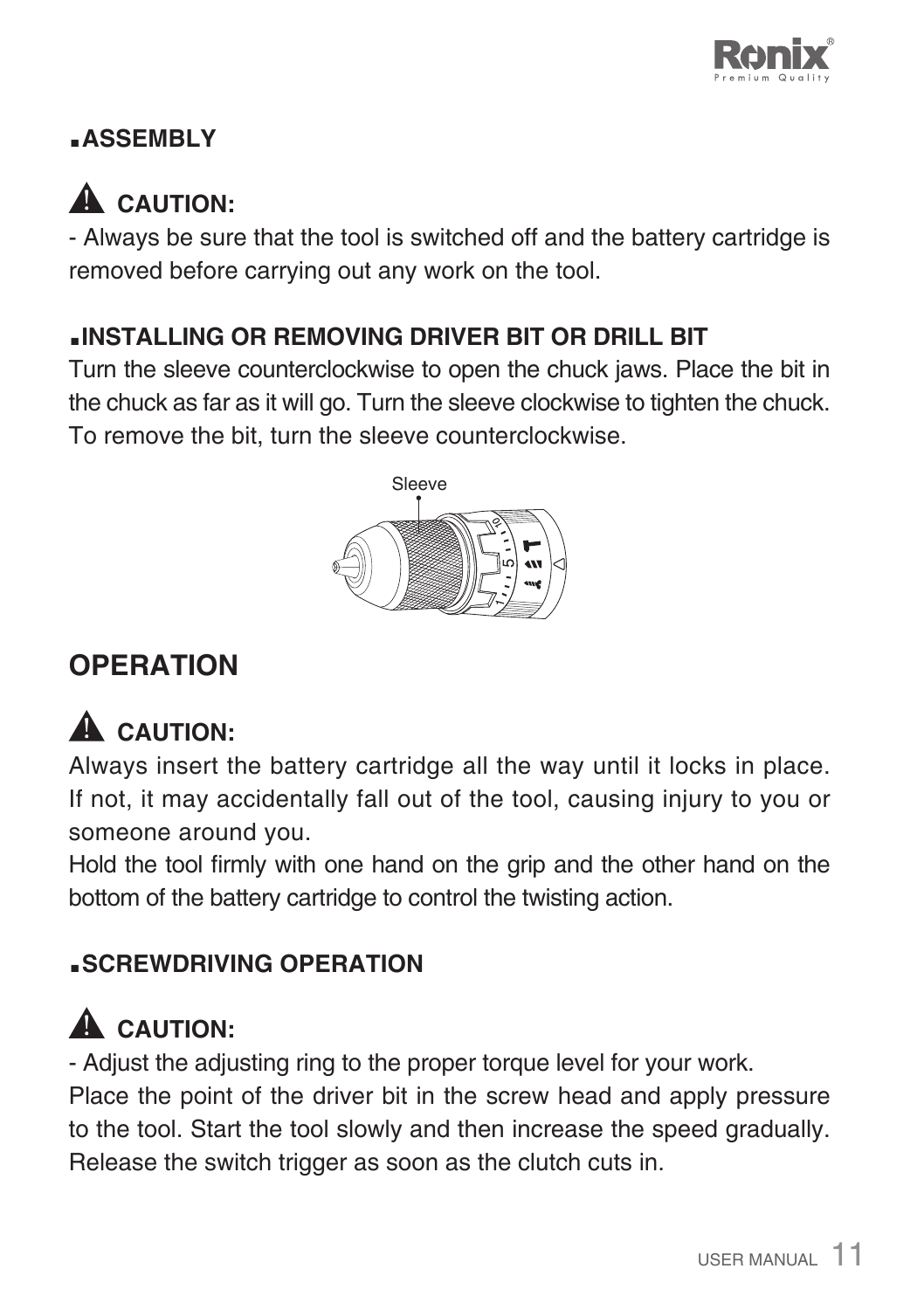## ▪ASSEMBLY

### ⚠ CAUTION:

- Always be sure that the tool is switched off and the battery cartridge is removed before carrying out any work on the tool.

### ▪INSTALLING OR REMOVING DRIVER BIT OR DRILL BIT

Turn the sleeve counterclockwise to open the chuck jaws. Place the bit in the chuck as far as it will go. Turn the sleeve clockwise to tighten the chuck. To remove the bit, turn the sleeve counterclockwise.

Sleeve

## OPERATION

### ⚠ CAUTION:

Always insert the battery cartridge all the way until it locks in place. If not, it may accidentally fall out of the tool, causing injury to you or someone around you.

Hold the tool firmly with one hand on the grip and the other hand on the bottom of the battery cartridge to control the twisting action.

### ▪SCREWDRIVING OPERATION

### ⚠ CAUTION:

- Adjust the adjusting ring to the proper torque level for your work.

Place the point of the driver bit in the screw head and apply pressure to the tool. Start the tool slowly and then increase the speed gradually. Release the switch trigger as soon as the clutch cuts in.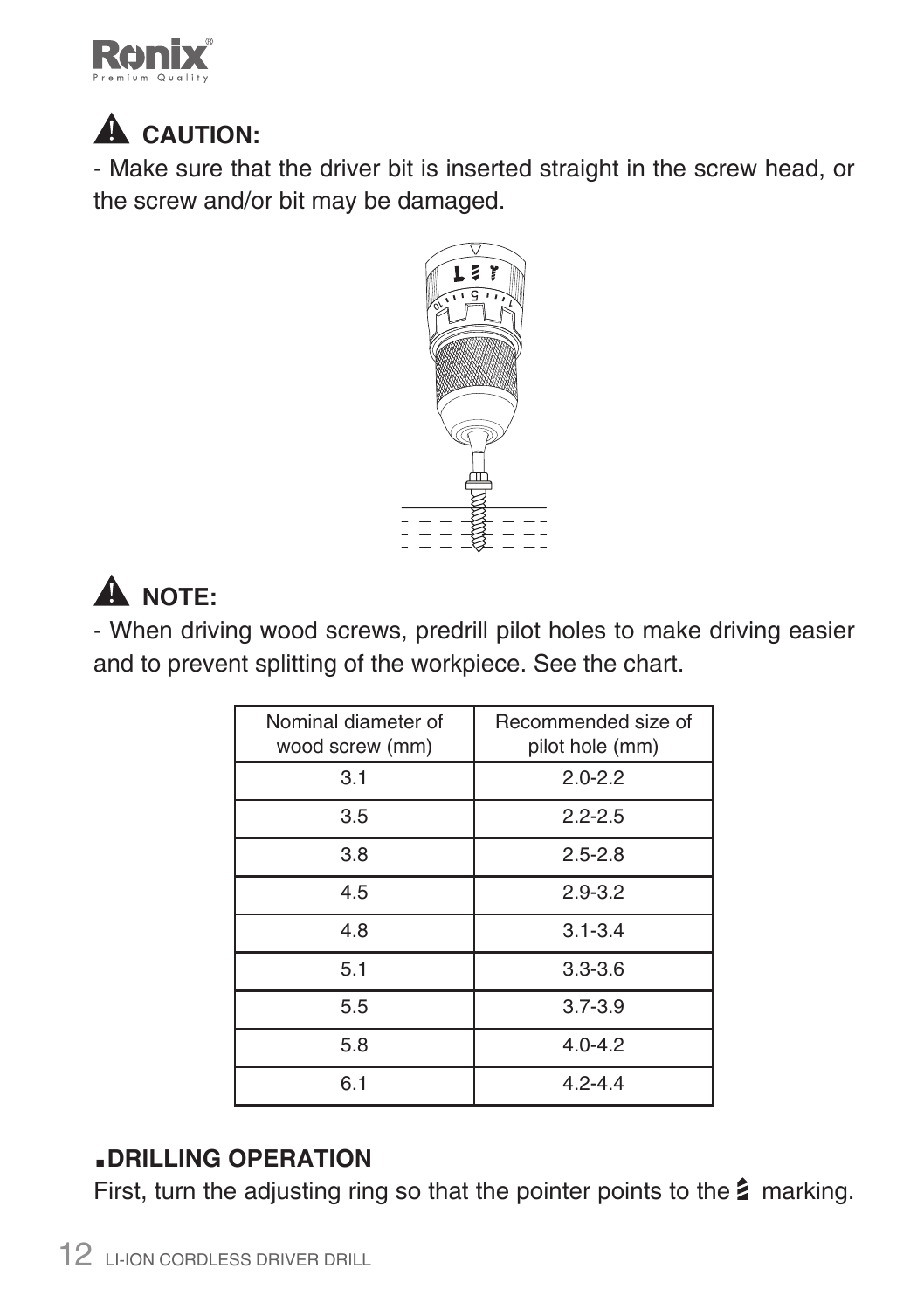### ⚠ CAUTION:

- Make sure that the driver bit is inserted straight in the screw head, or the screw and/or bit may be damaged.

### ⚠ NOTE:

- When driving wood screws, predrill pilot holes to make driving easier and to prevent splitting of the workpiece. See the chart.

| Nominal diameter of wood screw (mm) | Recommended size of pilot hole (mm) |
|---|---|
| 3.1 | 2.0-2.2 |
| 3.5 | 2.2-2.5 |
| 3.8 | 2.5-2.8 |
| 4.5 | 2.9-3.2 |
| 4.8 | 3.1-3.4 |
| 5.1 | 3.3-3.6 |
| 5.5 | 3.7-3.9 |
| 5.8 | 4.0-4.2 |
| 6.1 | 4.2-4.4 |

### ▪DRILLING OPERATION

First, turn the adjusting ring so that the pointer points to the drill bit marking.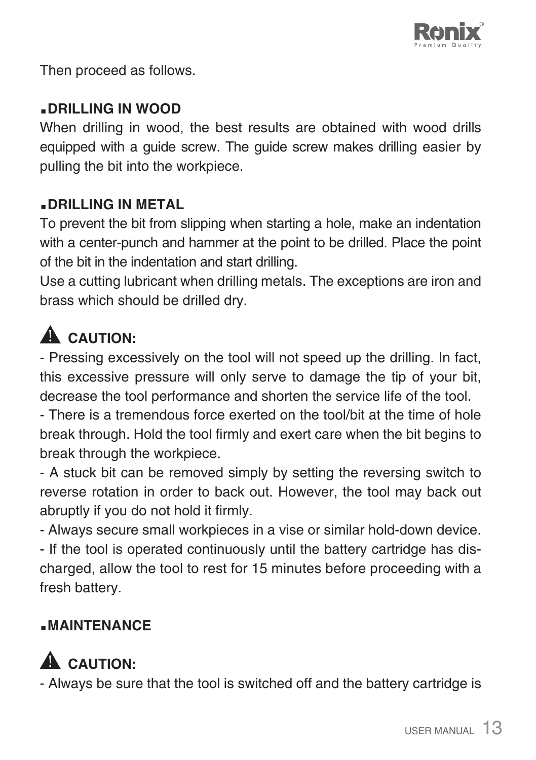Then proceed as follows.

### ■ DRILLING IN WOOD

When drilling in wood, the best results are obtained with wood drills equipped with a guide screw. The guide screw makes drilling easier by pulling the bit into the workpiece.

### ■ DRILLING IN METAL

To prevent the bit from slipping when starting a hole, make an indentation with a center-punch and hammer at the point to be drilled. Place the point of the bit in the indentation and start drilling.

Use a cutting lubricant when drilling metals. The exceptions are iron and brass which should be drilled dry.

**⚠ CAUTION:**

- Pressing excessively on the tool will not speed up the drilling. In fact, this excessive pressure will only serve to damage the tip of your bit, decrease the tool performance and shorten the service life of the tool.
- There is a tremendous force exerted on the tool/bit at the time of hole break through. Hold the tool firmly and exert care when the bit begins to break through the workpiece.
- A stuck bit can be removed simply by setting the reversing switch to reverse rotation in order to back out. However, the tool may back out abruptly if you do not hold it firmly.
- Always secure small workpieces in a vise or similar hold-down device.
- If the tool is operated continuously until the battery cartridge has discharged, allow the tool to rest for 15 minutes before proceeding with a fresh battery.

### ■ MAINTENANCE

**⚠ CAUTION:**

- Always be sure that the tool is switched off and the battery cartridge is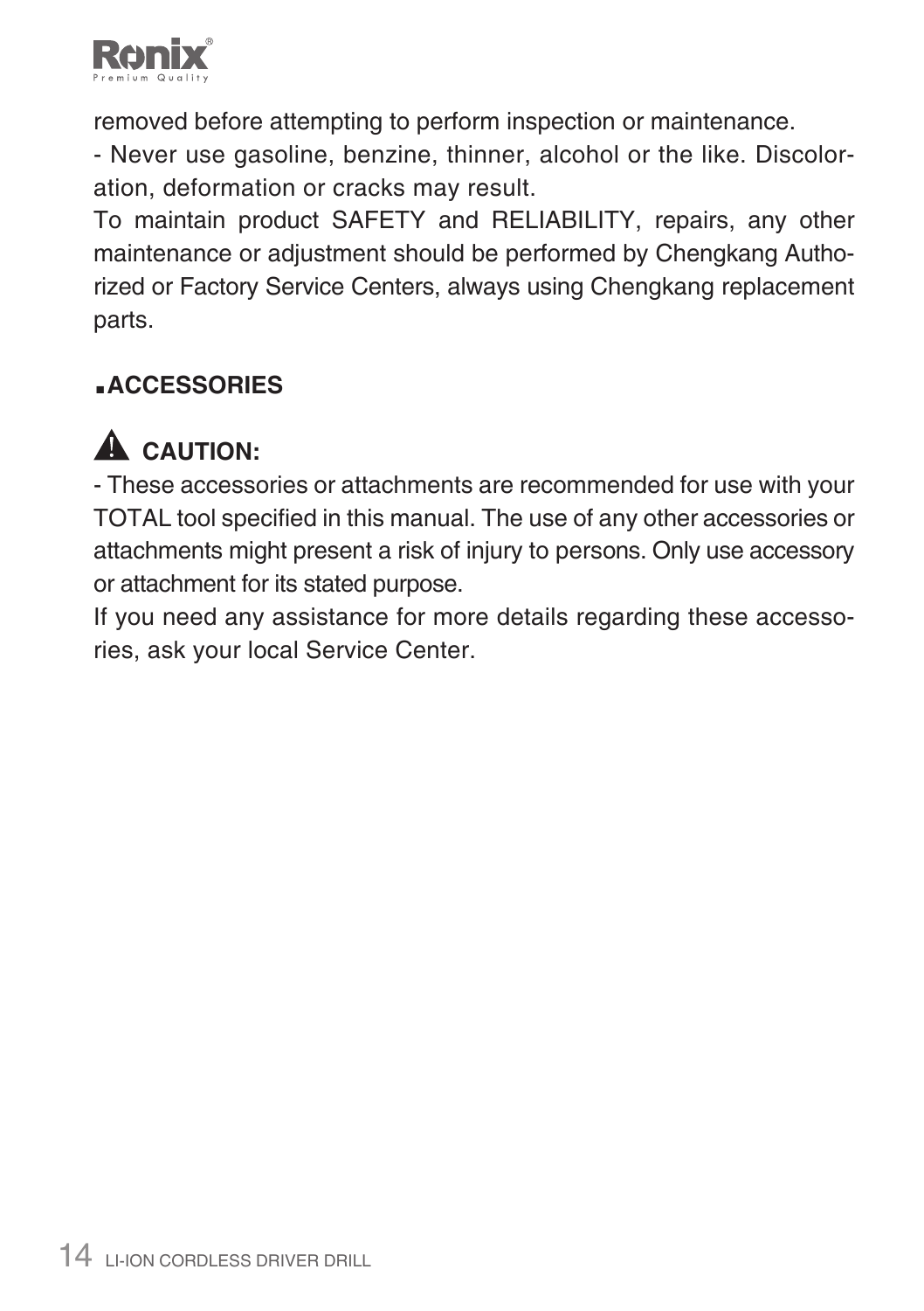removed before attempting to perform inspection or maintenance.

- Never use gasoline, benzine, thinner, alcohol or the like. Discoloration, deformation or cracks may result.

To maintain product SAFETY and RELIABILITY, repairs, any other maintenance or adjustment should be performed by Chengkang Authorized or Factory Service Centers, always using Chengkang replacement parts.

## ▪ACCESSORIES

### ⚠ CAUTION:

- These accessories or attachments are recommended for use with your TOTAL tool specified in this manual. The use of any other accessories or attachments might present a risk of injury to persons. Only use accessory or attachment for its stated purpose.

If you need any assistance for more details regarding these accessories, ask your local Service Center.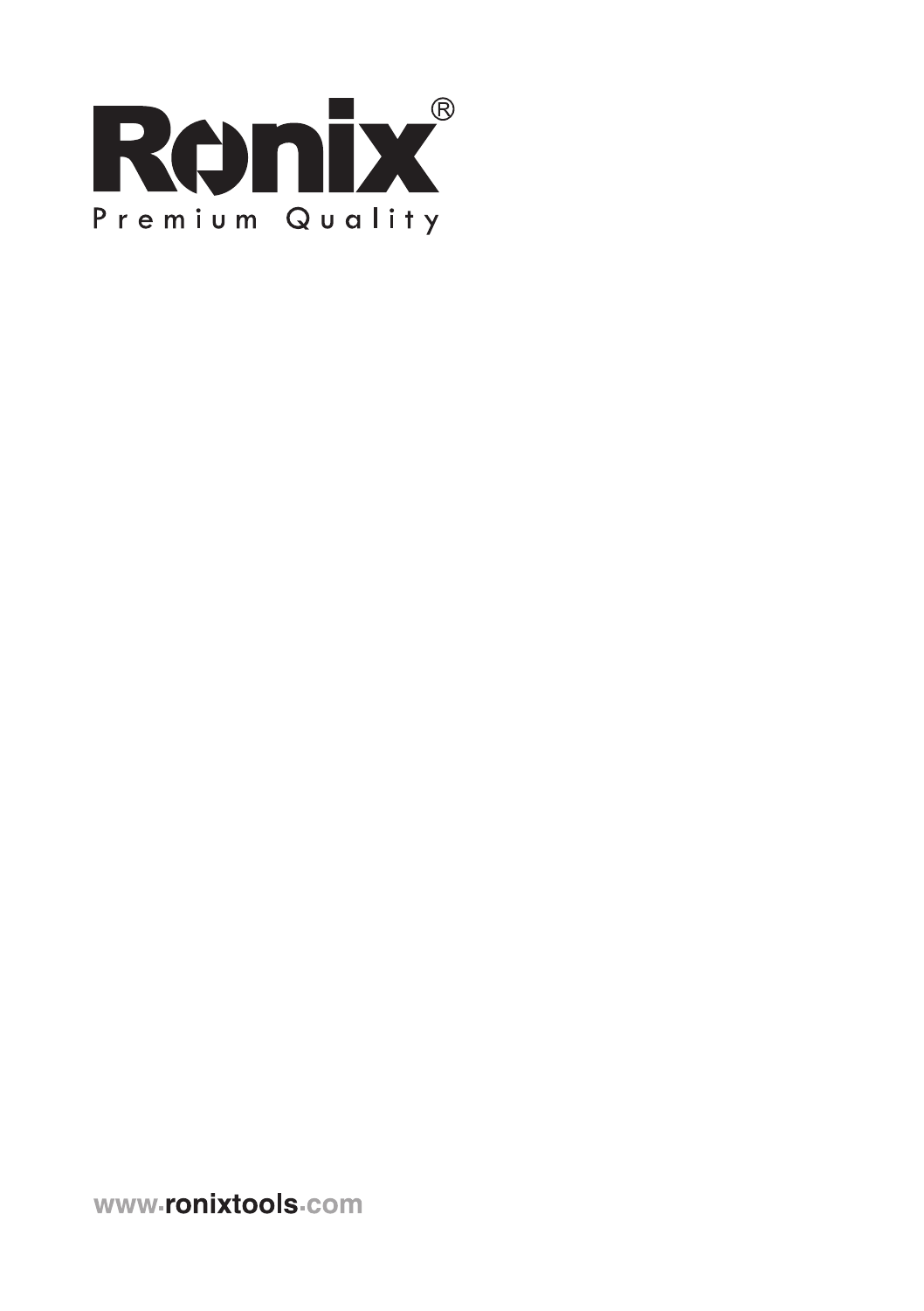Ronix®

Premium Quality

www.ronixtools.com